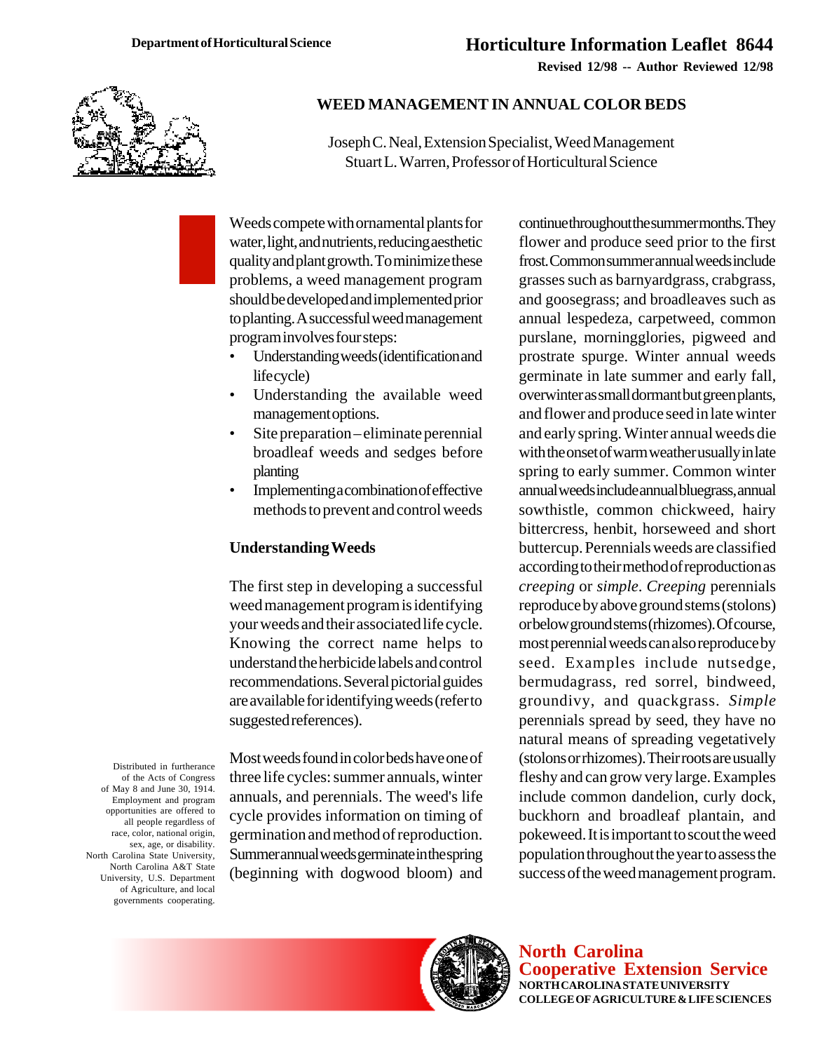Department of Horticultural Science

**Horticulture Information Leaflet 8644**

**Revised 12/98 -- Author Reviewed 12/98**

# WEED MANAGEMENT IN ANNUAL COLOR BEDS

Joseph C. Neal, Extension Specialist, Weed Management
Stuart L. Warren, Professor of Horticultural Science

Weeds compete with ornamental plants for water, light, and nutrients, reducing aesthetic quality and plant growth. To minimize these problems, a weed management program should be developed and implemented prior to planting. A successful weed management program involves four steps:

- Understanding weeds (identification and life cycle)
- Understanding the available weed management options.
- Site preparation – eliminate perennial broadleaf weeds and sedges before planting
- Implementing a combination of effective methods to prevent and control weeds

## Understanding Weeds

The first step in developing a successful weed management program is identifying your weeds and their associated life cycle. Knowing the correct name helps to understand the herbicide labels and control recommendations. Several pictorial guides are available for identifying weeds (refer to suggested references).

Most weeds found in color beds have one of three life cycles: summer annuals, winter annuals, and perennials. The weed's life cycle provides information on timing of germination and method of reproduction. Summer annual weeds germinate in the spring (beginning with dogwood bloom) and continue throughout the summer months. They flower and produce seed prior to the first frost. Common summer annual weeds include grasses such as barnyardgrass, crabgrass, and goosegrass; and broadleaves such as annual lespedeza, carpetweed, common purslane, morningglories, pigweed and prostrate spurge. Winter annual weeds germinate in late summer and early fall, overwinter as small dormant but green plants, and flower and produce seed in late winter and early spring. Winter annual weeds die with the onset of warm weather usually in late spring to early summer. Common winter annual weeds include annual bluegrass, annual sowthistle, common chickweed, hairy bittercress, henbit, horseweed and short buttercup. Perennials weeds are classified according to their method of reproduction as *creeping* or *simple*. *Creeping* perennials reproduce by above ground stems (stolons) or below ground stems (rhizomes). Of course, most perennial weeds can also reproduce by seed. Examples include nutsedge, bermudagrass, red sorrel, bindweed, groundivy, and quackgrass. *Simple* perennials spread by seed, they have no natural means of spreading vegetatively (stolons or rhizomes). Their roots are usually fleshy and can grow very large. Examples include common dandelion, curly dock, buckhorn and broadleaf plantain, and pokeweed. It is important to scout the weed population throughout the year to assess the success of the weed management program.

Distributed in furtherance of the Acts of Congress of May 8 and June 30, 1914. Employment and program opportunities are offered to all people regardless of race, color, national origin, sex, age, or disability. North Carolina State University, North Carolina A&T State University, U.S. Department of Agriculture, and local governments cooperating.

**North Carolina Cooperative Extension Service**
**NORTH CAROLINA STATE UNIVERSITY**
**COLLEGE OF AGRICULTURE & LIFE SCIENCES**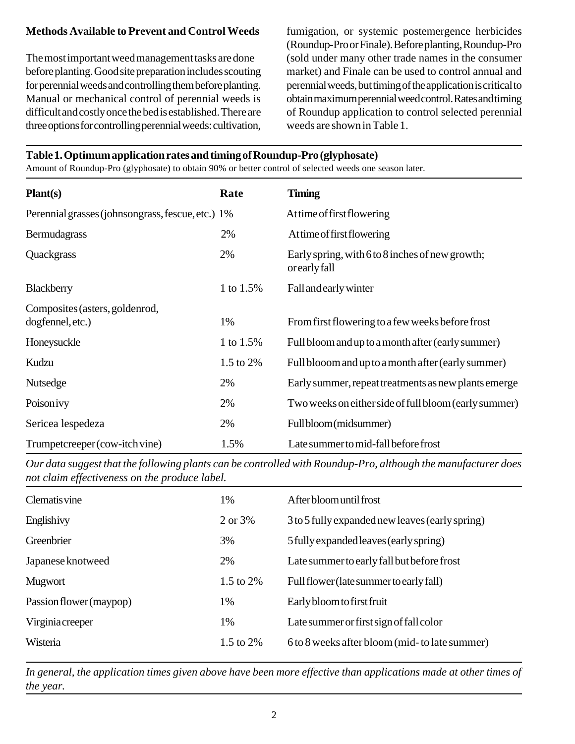**Methods Available to Prevent and Control Weeds**

The most important weed management tasks are done before planting. Good site preparation includes scouting for perennial weeds and controlling them before planting. Manual or mechanical control of perennial weeds is difficult and costly once the bed is established. There are three options for controlling perennial weeds: cultivation, fumigation, or systemic postemergence herbicides (Roundup-Pro or Finale). Before planting, Roundup-Pro (sold under many other trade names in the consumer market) and Finale can be used to control annual and perennial weeds, but timing of the application is critical to obtain maximum perennial weed control. Rates and timing of Roundup application to control selected perennial weeds are shown in Table 1.

**Table 1. Optimum application rates and timing of Roundup-Pro (glyphosate)**

Amount of Roundup-Pro (glyphosate) to obtain 90% or better control of selected weeds one season later.

| Plant(s) | Rate | Timing |
|---|---|---|
| Perennial grasses (johnsongrass, fescue, etc.) | 1% | At time of first flowering |
| Bermudagrass | 2% | At time of first flowering |
| Quackgrass | 2% | Early spring, with 6 to 8 inches of new growth; or early fall |
| Blackberry | 1 to 1.5% | Fall and early winter |
| Composites (asters, goldenrod, dogfennel, etc.) | 1% | From first flowering to a few weeks before frost |
| Honeysuckle | 1 to 1.5% | Full bloom and up to a month after (early summer) |
| Kudzu | 1.5 to 2% | Full blooom and up to a month after (early summer) |
| Nutsedge | 2% | Early summer, repeat treatments as new plants emerge |
| Poison ivy | 2% | Two weeks on either side of full bloom (early summer) |
| Sericea lespedeza | 2% | Full bloom (midsummer) |
| Trumpetcreeper (cow-itch vine) | 1.5% | Late summer to mid-fall before frost |
| *Our data suggest that the following plants can be controlled with Roundup-Pro, although the manufacturer does not claim effectiveness on the produce label.* | | |
| Clematis vine | 1% | After bloom until frost |
| English ivy | 2 or 3% | 3 to 5 fully expanded new leaves (early spring) |
| Greenbrier | 3% | 5 fully expanded leaves (early spring) |
| Japanese knotweed | 2% | Late summer to early fall but before frost |
| Mugwort | 1.5 to 2% | Full flower (late summer to early fall) |
| Passion flower (maypop) | 1% | Early bloom to first fruit |
| Virginia creeper | 1% | Late summer or first sign of fall color |
| Wisteria | 1.5 to 2% | 6 to 8 weeks after bloom (mid- to late summer) |

*In general, the application times given above have been more effective than applications made at other times of the year.*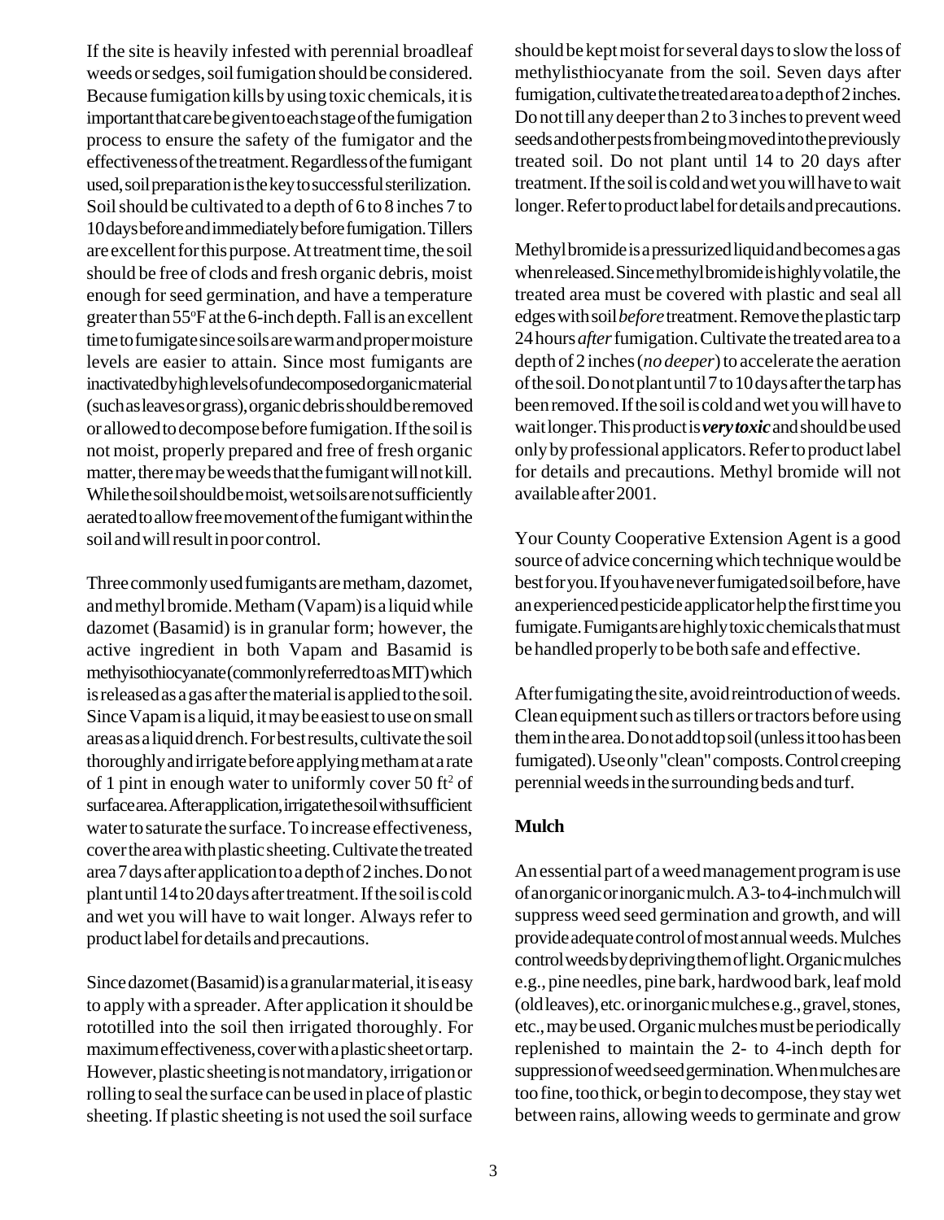If the site is heavily infested with perennial broadleaf weeds or sedges, soil fumigation should be considered. Because fumigation kills by using toxic chemicals, it is important that care be given to each stage of the fumigation process to ensure the safety of the fumigator and the effectiveness of the treatment. Regardless of the fumigant used, soil preparation is the key to successful sterilization. Soil should be cultivated to a depth of 6 to 8 inches 7 to 10 days before and immediately before fumigation. Tillers are excellent for this purpose. At treatment time, the soil should be free of clods and fresh organic debris, moist enough for seed germination, and have a temperature greater than 55°F at the 6-inch depth. Fall is an excellent time to fumigate since soils are warm and proper moisture levels are easier to attain. Since most fumigants are inactivated by high levels of undecomposed organic material (such as leaves or grass), organic debris should be removed or allowed to decompose before fumigation. If the soil is not moist, properly prepared and free of fresh organic matter, there may be weeds that the fumigant will not kill. While the soil should be moist, wet soils are not sufficiently aerated to allow free movement of the fumigant within the soil and will result in poor control.

Three commonly used fumigants are metham, dazomet, and methyl bromide. Metham (Vapam) is a liquid while dazomet (Basamid) is in granular form; however, the active ingredient in both Vapam and Basamid is methyisothiocyanate (commonly referred to as MIT) which is released as a gas after the material is applied to the soil. Since Vapam is a liquid, it may be easiest to use on small areas as a liquid drench. For best results, cultivate the soil thoroughly and irrigate before applying metham at a rate of 1 pint in enough water to uniformly cover 50 ft$^2$ of surface area. After application, irrigate the soil with sufficient water to saturate the surface. To increase effectiveness, cover the area with plastic sheeting. Cultivate the treated area 7 days after application to a depth of 2 inches. Do not plant until 14 to 20 days after treatment. If the soil is cold and wet you will have to wait longer. Always refer to product label for details and precautions.

Since dazomet (Basamid) is a granular material, it is easy to apply with a spreader. After application it should be rototilled into the soil then irrigated thoroughly. For maximum effectiveness, cover with a plastic sheet or tarp. However, plastic sheeting is not mandatory, irrigation or rolling to seal the surface can be used in place of plastic sheeting. If plastic sheeting is not used the soil surface should be kept moist for several days to slow the loss of methylisthiocyanate from the soil. Seven days after fumigation, cultivate the treated area to a depth of 2 inches. Do not till any deeper than 2 to 3 inches to prevent weed seeds and other pests from being moved into the previously treated soil. Do not plant until 14 to 20 days after treatment. If the soil is cold and wet you will have to wait longer. Refer to product label for details and precautions.

Methyl bromide is a pressurized liquid and becomes a gas when released. Since methyl bromide is highly volatile, the treated area must be covered with plastic and seal all edges with soil *before* treatment. Remove the plastic tarp 24 hours *after* fumigation. Cultivate the treated area to a depth of 2 inches (*no deeper*) to accelerate the aeration of the soil. Do not plant until 7 to 10 days after the tarp has been removed. If the soil is cold and wet you will have to wait longer. This product is ***very toxic*** and should be used only by professional applicators. Refer to product label for details and precautions. Methyl bromide will not available after 2001.

Your County Cooperative Extension Agent is a good source of advice concerning which technique would be best for you. If you have never fumigated soil before, have an experienced pesticide applicator help the first time you fumigate. Fumigants are highly toxic chemicals that must be handled properly to be both safe and effective.

After fumigating the site, avoid reintroduction of weeds. Clean equipment such as tillers or tractors before using them in the area. Do not add topsoil (unless it too has been fumigated). Use only "clean" composts. Control creeping perennial weeds in the surrounding beds and turf.

## Mulch

An essential part of a weed management program is use of an organic or inorganic mulch. A 3- to 4-inch mulch will suppress weed seed germination and growth, and will provide adequate control of most annual weeds. Mulches control weeds by depriving them of light. Organic mulches e.g., pine needles, pine bark, hardwood bark, leaf mold (old leaves), etc. or inorganic mulches e.g., gravel, stones, etc., may be used. Organic mulches must be periodically replenished to maintain the 2- to 4-inch depth for suppression of weed seed germination. When mulches are too fine, too thick, or begin to decompose, they stay wet between rains, allowing weeds to germinate and grow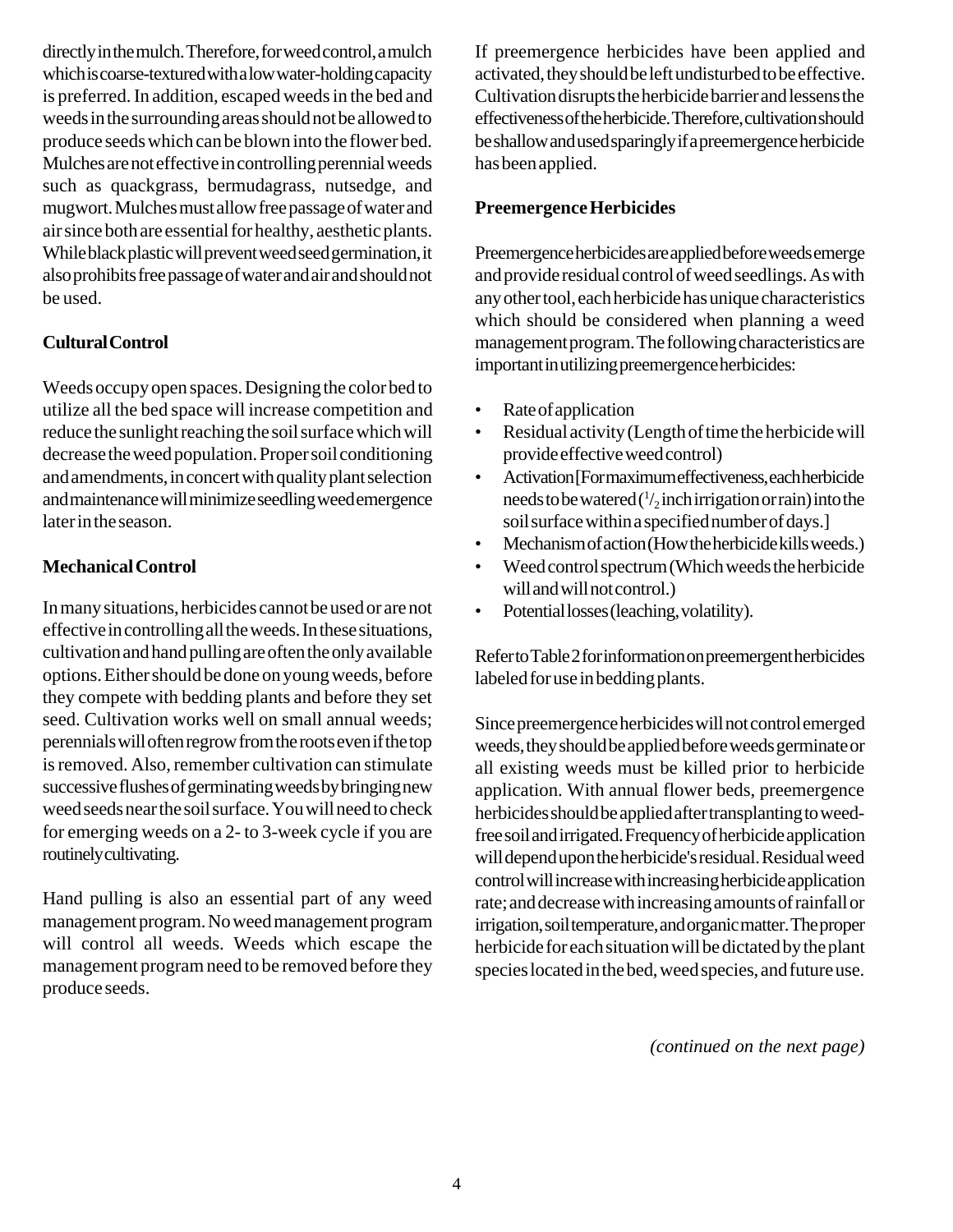directly in the mulch. Therefore, for weed control, a mulch which is coarse-textured with a low water-holding capacity is preferred. In addition, escaped weeds in the bed and weeds in the surrounding areas should not be allowed to produce seeds which can be blown into the flower bed. Mulches are not effective in controlling perennial weeds such as quackgrass, bermudagrass, nutsedge, and mugwort. Mulches must allow free passage of water and air since both are essential for healthy, aesthetic plants. While black plastic will prevent weed seed germination, it also prohibits free passage of water and air and should not be used.

**Cultural Control**

Weeds occupy open spaces. Designing the color bed to utilize all the bed space will increase competition and reduce the sunlight reaching the soil surface which will decrease the weed population. Proper soil conditioning and amendments, in concert with quality plant selection and maintenance will minimize seedling weed emergence later in the season.

**Mechanical Control**

In many situations, herbicides cannot be used or are not effective in controlling all the weeds. In these situations, cultivation and hand pulling are often the only available options. Either should be done on young weeds, before they compete with bedding plants and before they set seed. Cultivation works well on small annual weeds; perennials will often regrow from the roots even if the top is removed. Also, remember cultivation can stimulate successive flushes of germinating weeds by bringing new weed seeds near the soil surface. You will need to check for emerging weeds on a 2- to 3-week cycle if you are routinely cultivating.

Hand pulling is also an essential part of any weed management program. No weed management program will control all weeds. Weeds which escape the management program need to be removed before they produce seeds.

If preemergence herbicides have been applied and activated, they should be left undisturbed to be effective. Cultivation disrupts the herbicide barrier and lessens the effectiveness of the herbicide. Therefore, cultivation should be shallow and used sparingly if a preemergence herbicide has been applied.

**Preemergence Herbicides**

Preemergence herbicides are applied before weeds emerge and provide residual control of weed seedlings. As with any other tool, each herbicide has unique characteristics which should be considered when planning a weed management program. The following characteristics are important in utilizing preemergence herbicides:

- Rate of application
- Residual activity (Length of time the herbicide will provide effective weed control)
- Activation [For maximum effectiveness, each herbicide needs to be watered (1/2 inch irrigation or rain) into the soil surface within a specified number of days.]
- Mechanism of action (How the herbicide kills weeds.)
- Weed control spectrum (Which weeds the herbicide will and will not control.)
- Potential losses (leaching, volatility).

Refer to Table 2 for information on preemergent herbicides labeled for use in bedding plants.

Since preemergence herbicides will not control emerged weeds, they should be applied before weeds germinate or all existing weeds must be killed prior to herbicide application. With annual flower beds, preemergence herbicides should be applied after transplanting to weed-free soil and irrigated. Frequency of herbicide application will depend upon the herbicide's residual. Residual weed control will increase with increasing herbicide application rate; and decrease with increasing amounts of rainfall or irrigation, soil temperature, and organic matter. The proper herbicide for each situation will be dictated by the plant species located in the bed, weed species, and future use.

*(continued on the next page)*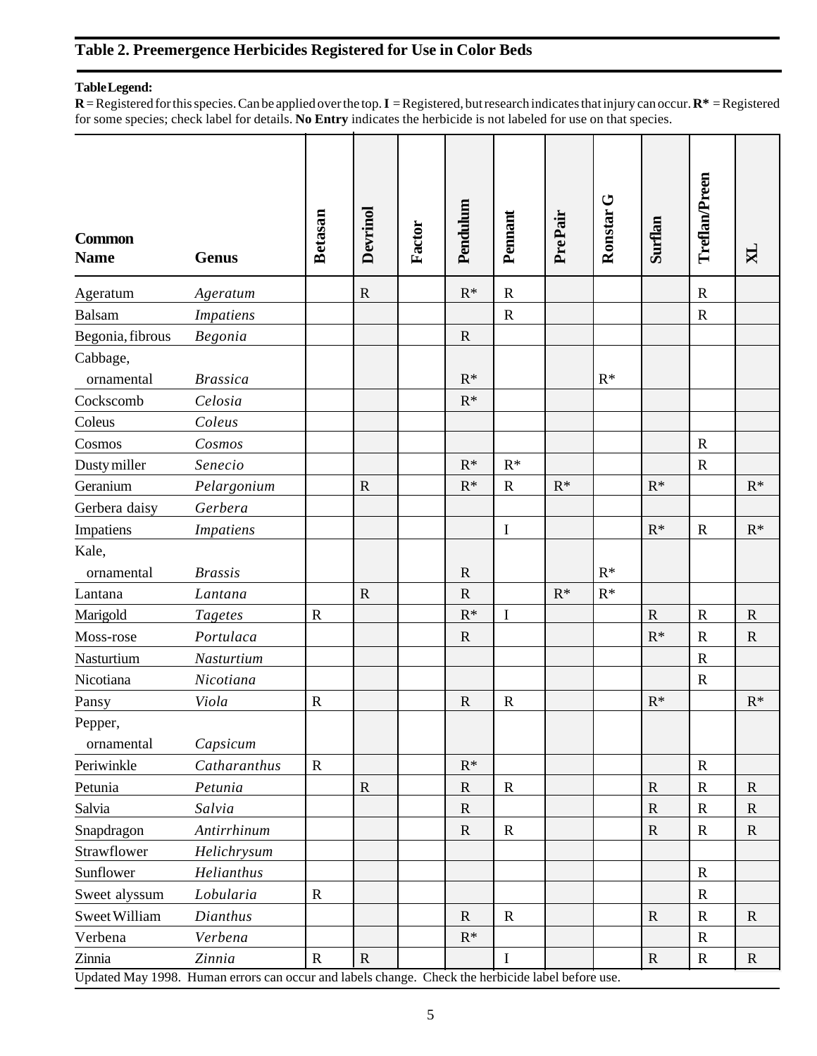## Table 2. Preemergence Herbicides Registered for Use in Color Beds

**Table Legend:**
**R** = Registered for this species. Can be applied over the top. **I** = Registered, but research indicates that injury can occur. **R*** = Registered for some species; check label for details. **No Entry** indicates the herbicide is not labeled for use on that species.

| Common Name | Genus | Betasan | Devrinol | Factor | Pendulum | Pennant | PrePair | Ronstar G | Surflan | Treflan/Preen | XL |
|---|---|---|---|---|---|---|---|---|---|---|---|
| Ageratum | *Ageratum* | | R | | R* | R | | | | R | |
| Balsam | *Impatiens* | | | | | R | | | | R | |
| Begonia, fibrous | *Begonia* | | | | R | | | | | | |
| Cabbage, ornamental | *Brassica* | | | | R* | | | R* | | | |
| Cockscomb | *Celosia* | | | | R* | | | | | | |
| Coleus | *Coleus* | | | | | | | | | | |
| Cosmos | *Cosmos* | | | | | | | | | R | |
| Dusty miller | *Senecio* | | | | R* | R* | | | | R | |
| Geranium | *Pelargonium* | | R | | R* | R | R* | | R* | | R* |
| Gerbera daisy | *Gerbera* | | | | | | | | | | |
| Impatiens | *Impatiens* | | | | | I | | | R* | R | R* |
| Kale, ornamental | *Brassis* | | | | R | | | R* | | | |
| Lantana | *Lantana* | | R | | R | | R* | R* | | | |
| Marigold | *Tagetes* | R | | | R* | I | | | R | R | R |
| Moss-rose | *Portulaca* | | | | R | | | | R* | R | R |
| Nasturtium | *Nasturtium* | | | | | | | | | R | |
| Nicotiana | *Nicotiana* | | | | | | | | | R | |
| Pansy | *Viola* | R | | | R | R | | | R* | | R* |
| Pepper, ornamental | *Capsicum* | | | | | | | | | | |
| Periwinkle | *Catharanthus* | R | | | R* | | | | | R | |
| Petunia | *Petunia* | | R | | R | R | | | R | R | R |
| Salvia | *Salvia* | | | | R | | | | R | R | R |
| Snapdragon | *Antirrhinum* | | | | R | R | | | R | R | R |
| Strawflower | *Helichrysum* | | | | | | | | | | |
| Sunflower | *Helianthus* | | | | | | | | | R | |
| Sweet alyssum | *Lobularia* | R | | | | | | | | R | |
| Sweet William | *Dianthus* | | | | R | R | | | R | R | R |
| Verbena | *Verbena* | | | | R* | | | | | R | |
| Zinnia | *Zinnia* | R | R | | | I | | | R | R | R |

Updated May 1998. Human errors can occur and labels change. Check the herbicide label before use.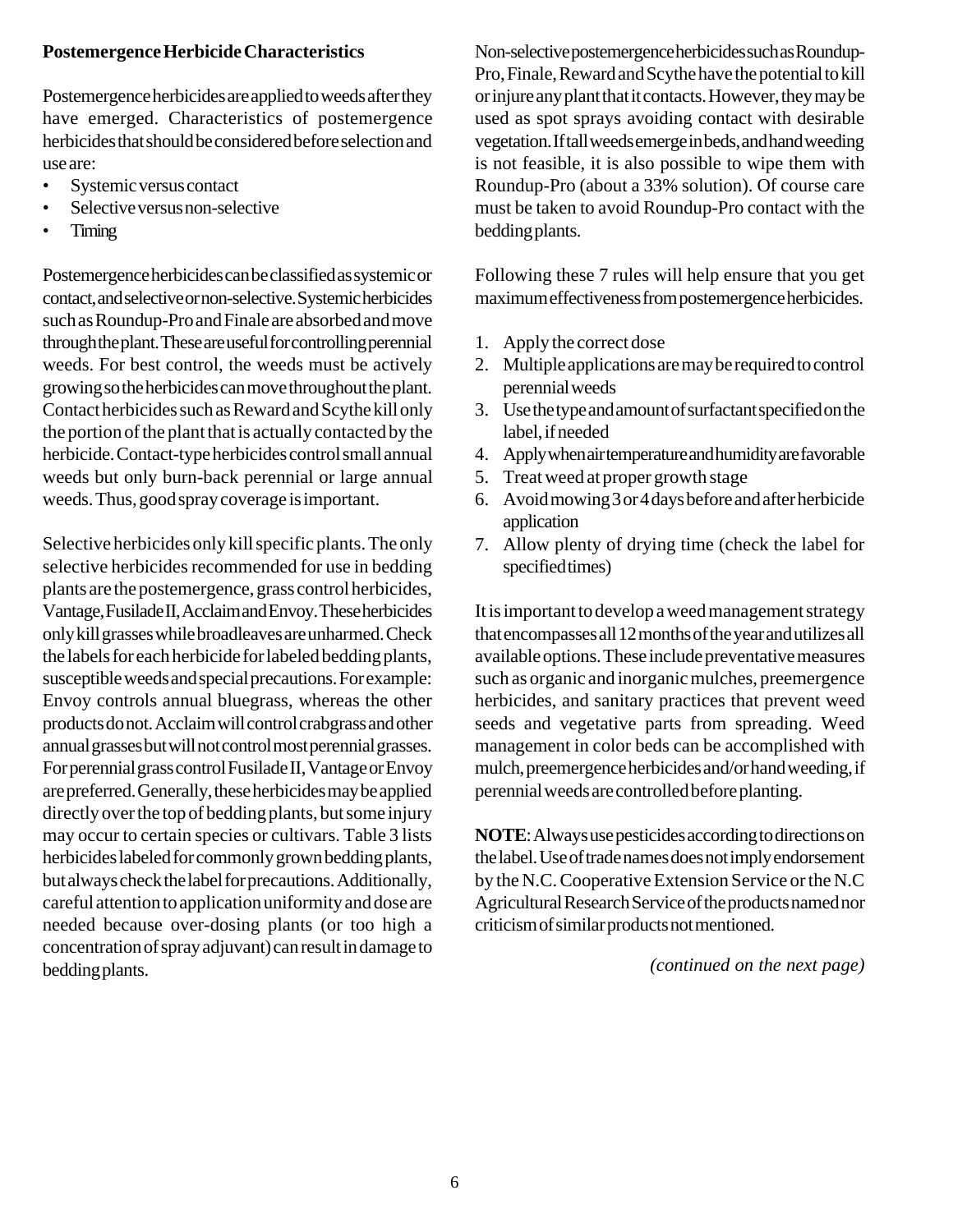## Postemergence Herbicide Characteristics

Postemergence herbicides are applied to weeds after they have emerged. Characteristics of postemergence herbicides that should be considered before selection and use are:

- Systemic versus contact
- Selective versus non-selective
- Timing

Postemergence herbicides can be classified as systemic or contact, and selective or non-selective. Systemic herbicides such as Roundup-Pro and Finale are absorbed and move through the plant. These are useful for controlling perennial weeds. For best control, the weeds must be actively growing so the herbicides can move throughout the plant. Contact herbicides such as Reward and Scythe kill only the portion of the plant that is actually contacted by the herbicide. Contact-type herbicides control small annual weeds but only burn-back perennial or large annual weeds. Thus, good spray coverage is important.

Selective herbicides only kill specific plants. The only selective herbicides recommended for use in bedding plants are the postemergence, grass control herbicides, Vantage, Fusilade II, Acclaim and Envoy. These herbicides only kill grasses while broadleaves are unharmed. Check the labels for each herbicide for labeled bedding plants, susceptible weeds and special precautions. For example: Envoy controls annual bluegrass, whereas the other products do not. Acclaim will control crabgrass and other annual grasses but will not control most perennial grasses. For perennial grass control Fusilade II, Vantage or Envoy are preferred. Generally, these herbicides may be applied directly over the top of bedding plants, but some injury may occur to certain species or cultivars. Table 3 lists herbicides labeled for commonly grown bedding plants, but always check the label for precautions. Additionally, careful attention to application uniformity and dose are needed because over-dosing plants (or too high a concentration of spray adjuvant) can result in damage to bedding plants.

Non-selective postemergence herbicides such as Roundup-Pro, Finale, Reward and Scythe have the potential to kill or injure any plant that it contacts. However, they may be used as spot sprays avoiding contact with desirable vegetation. If tall weeds emerge in beds, and hand weeding is not feasible, it is also possible to wipe them with Roundup-Pro (about a 33% solution). Of course care must be taken to avoid Roundup-Pro contact with the bedding plants.

Following these 7 rules will help ensure that you get maximum effectiveness from postemergence herbicides.

1. Apply the correct dose
2. Multiple applications are may be required to control perennial weeds
3. Use the type and amount of surfactant specified on the label, if needed
4. Apply when air temperature and humidity are favorable
5. Treat weed at proper growth stage
6. Avoid mowing 3 or 4 days before and after herbicide application
7. Allow plenty of drying time (check the label for specified times)

It is important to develop a weed management strategy that encompasses all 12 months of the year and utilizes all available options. These include preventative measures such as organic and inorganic mulches, preemergence herbicides, and sanitary practices that prevent weed seeds and vegetative parts from spreading. Weed management in color beds can be accomplished with mulch, preemergence herbicides and/or hand weeding, if perennial weeds are controlled before planting.

**NOTE**: Always use pesticides according to directions on the label. Use of trade names does not imply endorsement by the N.C. Cooperative Extension Service or the N.C Agricultural Research Service of the products named nor criticism of similar products not mentioned.

*(continued on the next page)*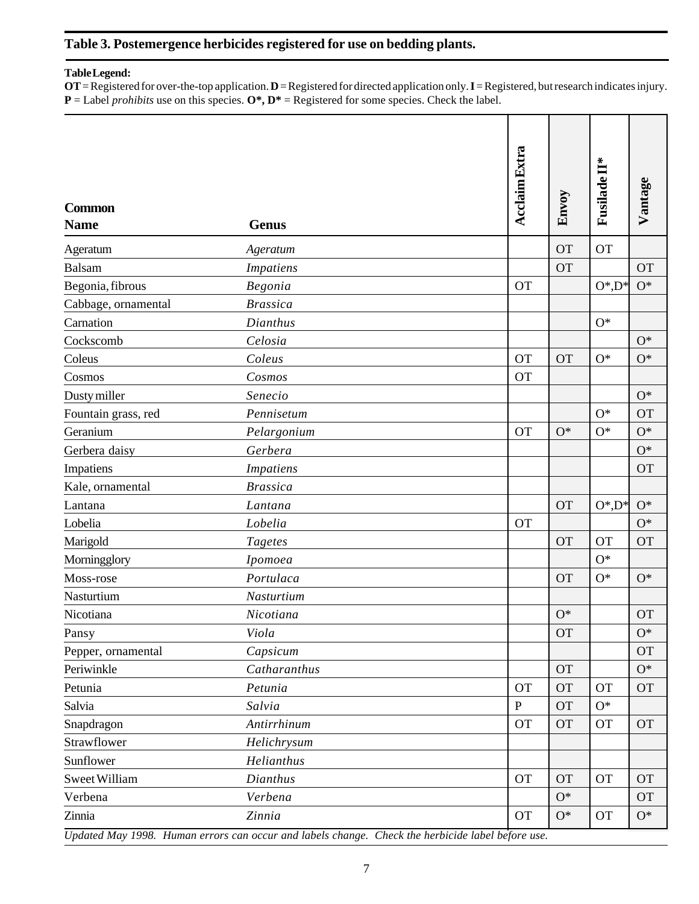## Table 3. Postemergence herbicides registered for use on bedding plants.

**Table Legend:**
**OT** = Registered for over-the-top application. **D** = Registered for directed application only. **I** = Registered, but research indicates injury. **P** = Label *prohibits* use on this species. **O*, D*** = Registered for some species. Check the label.

| Common Name | Genus | Acclaim Extra | Envoy | Fusilade II* | Vantage |
|---|---|---|---|---|---|
| Ageratum | *Ageratum* | | OT | OT | |
| Balsam | *Impatiens* | | OT | | OT |
| Begonia, fibrous | *Begonia* | OT | | O*,D* | O* |
| Cabbage, ornamental | *Brassica* | | | | |
| Carnation | *Dianthus* | | | O* | |
| Cockscomb | *Celosia* | | | | O* |
| Coleus | *Coleus* | OT | OT | O* | O* |
| Cosmos | *Cosmos* | OT | | | |
| Dusty miller | *Senecio* | | | | O* |
| Fountain grass, red | *Pennisetum* | | | O* | OT |
| Geranium | *Pelargonium* | OT | O* | O* | O* |
| Gerbera daisy | *Gerbera* | | | | O* |
| Impatiens | *Impatiens* | | | | OT |
| Kale, ornamental | *Brassica* | | | | |
| Lantana | *Lantana* | | OT | O*,D* | O* |
| Lobelia | *Lobelia* | OT | | | O* |
| Marigold | *Tagetes* | | OT | OT | OT |
| Morningglory | *Ipomoea* | | | O* | |
| Moss-rose | *Portulaca* | | OT | O* | O* |
| Nasturtium | *Nasturtium* | | | | |
| Nicotiana | *Nicotiana* | | O* | | OT |
| Pansy | *Viola* | | OT | | O* |
| Pepper, ornamental | *Capsicum* | | | | OT |
| Periwinkle | *Catharanthus* | | OT | | O* |
| Petunia | *Petunia* | OT | OT | OT | OT |
| Salvia | *Salvia* | P | OT | O* | |
| Snapdragon | *Antirrhinum* | OT | OT | OT | OT |
| Strawflower | *Helichrysum* | | | | |
| Sunflower | *Helianthus* | | | | |
| Sweet William | *Dianthus* | OT | OT | OT | OT |
| Verbena | *Verbena* | | O* | | OT |
| Zinnia | *Zinnia* | OT | O* | OT | O* |

*Updated May 1998. Human errors can occur and labels change. Check the herbicide label before use.*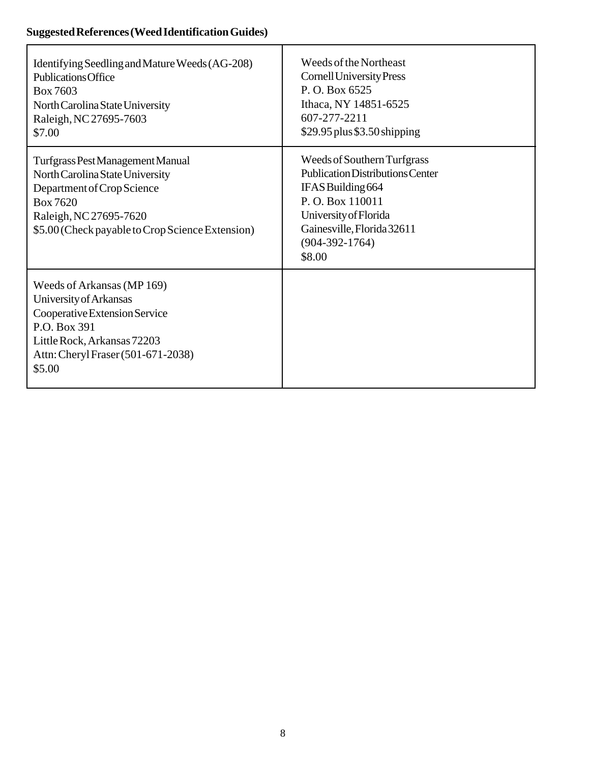**Suggested References (Weed Identification Guides)**

| | |
|---|---|
| Identifying Seedling and Mature Weeds (AG-208)<br>Publications Office<br>Box 7603<br>North Carolina State University<br>Raleigh, NC 27695-7603<br>$7.00 | Weeds of the Northeast<br>Cornell University Press<br>P. O. Box 6525<br>Ithaca, NY 14851-6525<br>607-277-2211<br>$29.95 plus $3.50 shipping |
| Turfgrass Pest Management Manual<br>North Carolina State University<br>Department of Crop Science<br>Box 7620<br>Raleigh, NC 27695-7620<br>$5.00 (Check payable to Crop Science Extension) | Weeds of Southern Turfgrass<br>Publication Distributions Center<br>IFAS Building 664<br>P. O. Box 110011<br>University of Florida<br>Gainesville, Florida 32611<br>(904-392-1764)<br>$8.00 |
| Weeds of Arkansas (MP 169)<br>University of Arkansas<br>Cooperative Extension Service<br>P.O. Box 391<br>Little Rock, Arkansas 72203<br>Attn: Cheryl Fraser (501-671-2038)<br>$5.00 | |